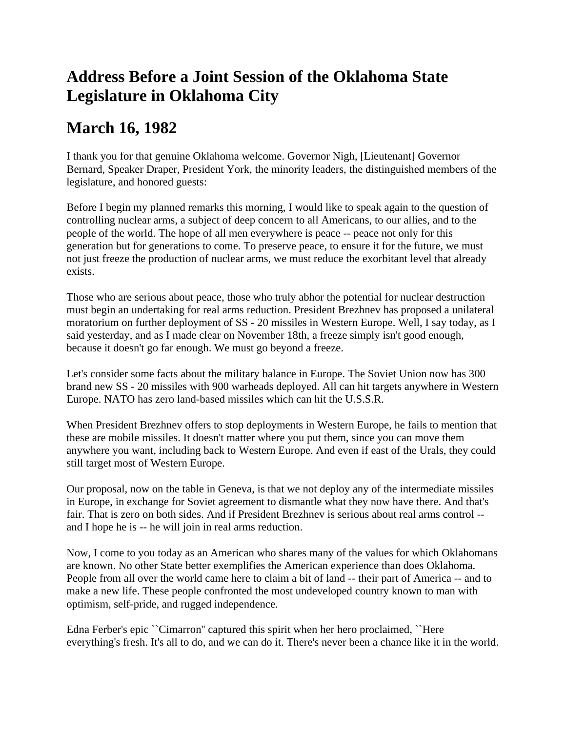# Address Before a Joint Session of the Oklahoma State Legislature in Oklahoma City

## March 16, 1982

I thank you for that genuine Oklahoma welcome. Governor Nigh, [Lieutenant] Governor Bernard, Speaker Draper, President York, the minority leaders, the distinguished members of the legislature, and honored guests:

Before I begin my planned remarks this morning, I would like to speak again to the question of controlling nuclear arms, a subject of deep concern to all Americans, to our allies, and to the people of the world. The hope of all men everywhere is peace -- peace not only for this generation but for generations to come. To preserve peace, to ensure it for the future, we must not just freeze the production of nuclear arms, we must reduce the exorbitant level that already exists.

Those who are serious about peace, those who truly abhor the potential for nuclear destruction must begin an undertaking for real arms reduction. President Brezhnev has proposed a unilateral moratorium on further deployment of SS - 20 missiles in Western Europe. Well, I say today, as I said yesterday, and as I made clear on November 18th, a freeze simply isn't good enough, because it doesn't go far enough. We must go beyond a freeze.

Let's consider some facts about the military balance in Europe. The Soviet Union now has 300 brand new SS - 20 missiles with 900 warheads deployed. All can hit targets anywhere in Western Europe. NATO has zero land-based missiles which can hit the U.S.S.R.

When President Brezhnev offers to stop deployments in Western Europe, he fails to mention that these are mobile missiles. It doesn't matter where you put them, since you can move them anywhere you want, including back to Western Europe. And even if east of the Urals, they could still target most of Western Europe.

Our proposal, now on the table in Geneva, is that we not deploy any of the intermediate missiles in Europe, in exchange for Soviet agreement to dismantle what they now have there. And that's fair. That is zero on both sides. And if President Brezhnev is serious about real arms control -- and I hope he is -- he will join in real arms reduction.

Now, I come to you today as an American who shares many of the values for which Oklahomans are known. No other State better exemplifies the American experience than does Oklahoma. People from all over the world came here to claim a bit of land -- their part of America -- and to make a new life. These people confronted the most undeveloped country known to man with optimism, self-pride, and rugged independence.

Edna Ferber's epic ``Cimarron'' captured this spirit when her hero proclaimed, ``Here everything's fresh. It's all to do, and we can do it. There's never been a chance like it in the world.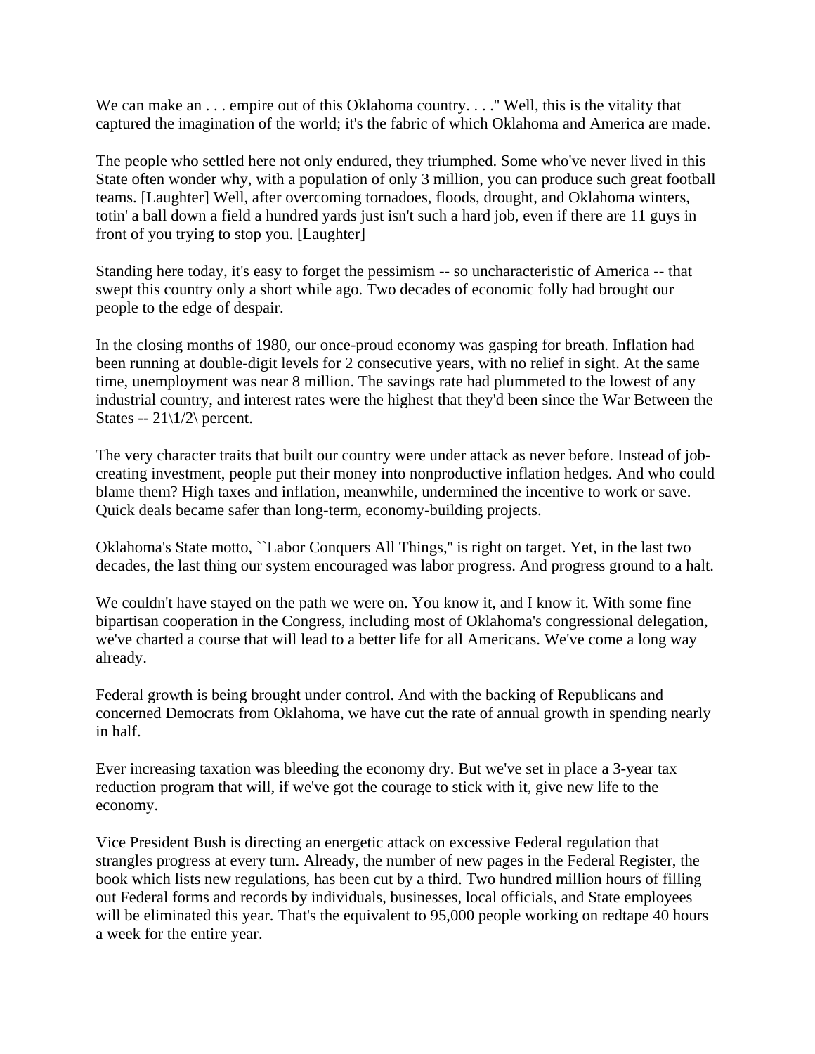We can make an . . . empire out of this Oklahoma country. . . ." Well, this is the vitality that captured the imagination of the world; it's the fabric of which Oklahoma and America are made.

The people who settled here not only endured, they triumphed. Some who've never lived in this State often wonder why, with a population of only 3 million, you can produce such great football teams. [Laughter] Well, after overcoming tornadoes, floods, drought, and Oklahoma winters, totin' a ball down a field a hundred yards just isn't such a hard job, even if there are 11 guys in front of you trying to stop you. [Laughter]

Standing here today, it's easy to forget the pessimism -- so uncharacteristic of America -- that swept this country only a short while ago. Two decades of economic folly had brought our people to the edge of despair.

In the closing months of 1980, our once-proud economy was gasping for breath. Inflation had been running at double-digit levels for 2 consecutive years, with no relief in sight. At the same time, unemployment was near 8 million. The savings rate had plummeted to the lowest of any industrial country, and interest rates were the highest that they'd been since the War Between the States -- 21\1/2\ percent.

The very character traits that built our country were under attack as never before. Instead of job-creating investment, people put their money into nonproductive inflation hedges. And who could blame them? High taxes and inflation, meanwhile, undermined the incentive to work or save. Quick deals became safer than long-term, economy-building projects.

Oklahoma's State motto, ``Labor Conquers All Things,'' is right on target. Yet, in the last two decades, the last thing our system encouraged was labor progress. And progress ground to a halt.

We couldn't have stayed on the path we were on. You know it, and I know it. With some fine bipartisan cooperation in the Congress, including most of Oklahoma's congressional delegation, we've charted a course that will lead to a better life for all Americans. We've come a long way already.

Federal growth is being brought under control. And with the backing of Republicans and concerned Democrats from Oklahoma, we have cut the rate of annual growth in spending nearly in half.

Ever increasing taxation was bleeding the economy dry. But we've set in place a 3-year tax reduction program that will, if we've got the courage to stick with it, give new life to the economy.

Vice President Bush is directing an energetic attack on excessive Federal regulation that strangles progress at every turn. Already, the number of new pages in the Federal Register, the book which lists new regulations, has been cut by a third. Two hundred million hours of filling out Federal forms and records by individuals, businesses, local officials, and State employees will be eliminated this year. That's the equivalent to 95,000 people working on redtape 40 hours a week for the entire year.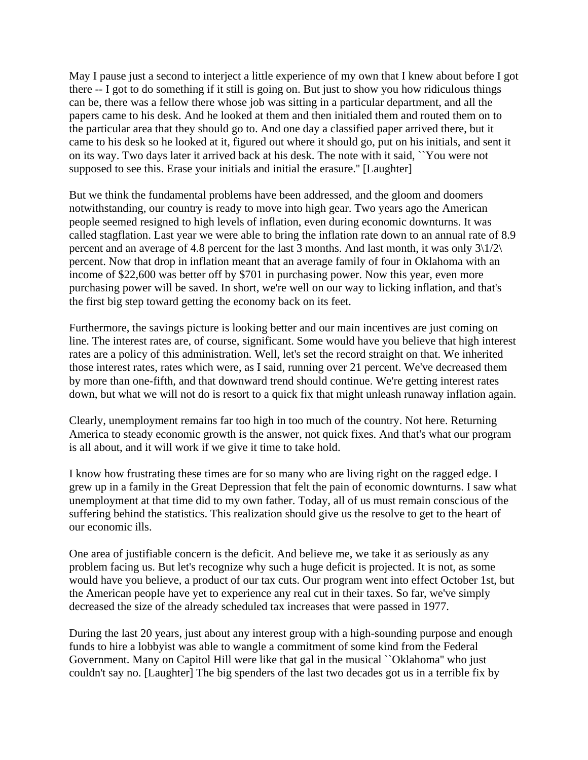May I pause just a second to interject a little experience of my own that I knew about before I got there -- I got to do something if it still is going on. But just to show you how ridiculous things can be, there was a fellow there whose job was sitting in a particular department, and all the papers came to his desk. And he looked at them and then initialed them and routed them on to the particular area that they should go to. And one day a classified paper arrived there, but it came to his desk so he looked at it, figured out where it should go, put on his initials, and sent it on its way. Two days later it arrived back at his desk. The note with it said, ``You were not supposed to see this. Erase your initials and initial the erasure.'' [Laughter]

But we think the fundamental problems have been addressed, and the gloom and doomers notwithstanding, our country is ready to move into high gear. Two years ago the American people seemed resigned to high levels of inflation, even during economic downturns. It was called stagflation. Last year we were able to bring the inflation rate down to an annual rate of 8.9 percent and an average of 4.8 percent for the last 3 months. And last month, it was only 3\1/2\ percent. Now that drop in inflation meant that an average family of four in Oklahoma with an income of $22,600 was better off by $701 in purchasing power. Now this year, even more purchasing power will be saved. In short, we're well on our way to licking inflation, and that's the first big step toward getting the economy back on its feet.

Furthermore, the savings picture is looking better and our main incentives are just coming on line. The interest rates are, of course, significant. Some would have you believe that high interest rates are a policy of this administration. Well, let's set the record straight on that. We inherited those interest rates, rates which were, as I said, running over 21 percent. We've decreased them by more than one-fifth, and that downward trend should continue. We're getting interest rates down, but what we will not do is resort to a quick fix that might unleash runaway inflation again.

Clearly, unemployment remains far too high in too much of the country. Not here. Returning America to steady economic growth is the answer, not quick fixes. And that's what our program is all about, and it will work if we give it time to take hold.

I know how frustrating these times are for so many who are living right on the ragged edge. I grew up in a family in the Great Depression that felt the pain of economic downturns. I saw what unemployment at that time did to my own father. Today, all of us must remain conscious of the suffering behind the statistics. This realization should give us the resolve to get to the heart of our economic ills.

One area of justifiable concern is the deficit. And believe me, we take it as seriously as any problem facing us. But let's recognize why such a huge deficit is projected. It is not, as some would have you believe, a product of our tax cuts. Our program went into effect October 1st, but the American people have yet to experience any real cut in their taxes. So far, we've simply decreased the size of the already scheduled tax increases that were passed in 1977.

During the last 20 years, just about any interest group with a high-sounding purpose and enough funds to hire a lobbyist was able to wangle a commitment of some kind from the Federal Government. Many on Capitol Hill were like that gal in the musical ``Oklahoma'' who just couldn't say no. [Laughter] The big spenders of the last two decades got us in a terrible fix by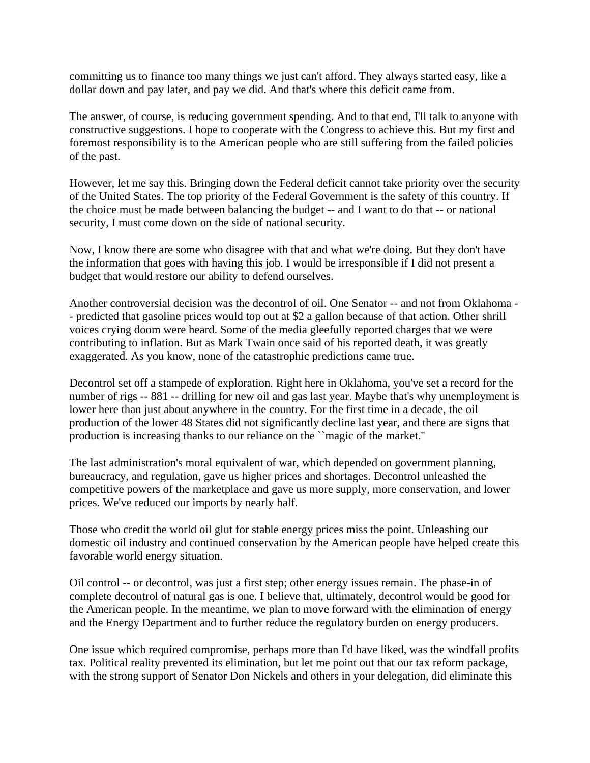committing us to finance too many things we just can't afford. They always started easy, like a dollar down and pay later, and pay we did. And that's where this deficit came from.

The answer, of course, is reducing government spending. And to that end, I'll talk to anyone with constructive suggestions. I hope to cooperate with the Congress to achieve this. But my first and foremost responsibility is to the American people who are still suffering from the failed policies of the past.

However, let me say this. Bringing down the Federal deficit cannot take priority over the security of the United States. The top priority of the Federal Government is the safety of this country. If the choice must be made between balancing the budget -- and I want to do that -- or national security, I must come down on the side of national security.

Now, I know there are some who disagree with that and what we're doing. But they don't have the information that goes with having this job. I would be irresponsible if I did not present a budget that would restore our ability to defend ourselves.

Another controversial decision was the decontrol of oil. One Senator -- and not from Oklahoma -- predicted that gasoline prices would top out at $2 a gallon because of that action. Other shrill voices crying doom were heard. Some of the media gleefully reported charges that we were contributing to inflation. But as Mark Twain once said of his reported death, it was greatly exaggerated. As you know, none of the catastrophic predictions came true.

Decontrol set off a stampede of exploration. Right here in Oklahoma, you've set a record for the number of rigs -- 881 -- drilling for new oil and gas last year. Maybe that's why unemployment is lower here than just about anywhere in the country. For the first time in a decade, the oil production of the lower 48 States did not significantly decline last year, and there are signs that production is increasing thanks to our reliance on the ``magic of the market.''

The last administration's moral equivalent of war, which depended on government planning, bureaucracy, and regulation, gave us higher prices and shortages. Decontrol unleashed the competitive powers of the marketplace and gave us more supply, more conservation, and lower prices. We've reduced our imports by nearly half.

Those who credit the world oil glut for stable energy prices miss the point. Unleashing our domestic oil industry and continued conservation by the American people have helped create this favorable world energy situation.

Oil control -- or decontrol, was just a first step; other energy issues remain. The phase-in of complete decontrol of natural gas is one. I believe that, ultimately, decontrol would be good for the American people. In the meantime, we plan to move forward with the elimination of energy and the Energy Department and to further reduce the regulatory burden on energy producers.

One issue which required compromise, perhaps more than I'd have liked, was the windfall profits tax. Political reality prevented its elimination, but let me point out that our tax reform package, with the strong support of Senator Don Nickels and others in your delegation, did eliminate this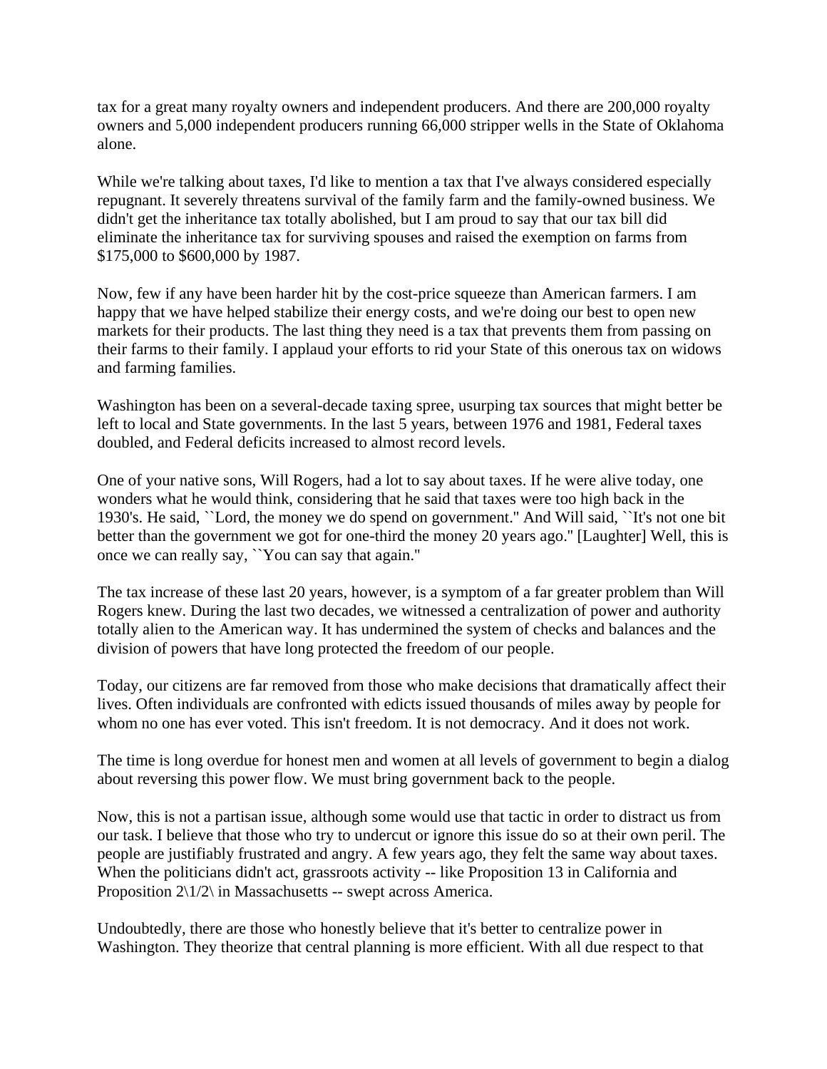tax for a great many royalty owners and independent producers. And there are 200,000 royalty owners and 5,000 independent producers running 66,000 stripper wells in the State of Oklahoma alone.

While we're talking about taxes, I'd like to mention a tax that I've always considered especially repugnant. It severely threatens survival of the family farm and the family-owned business. We didn't get the inheritance tax totally abolished, but I am proud to say that our tax bill did eliminate the inheritance tax for surviving spouses and raised the exemption on farms from $175,000 to $600,000 by 1987.

Now, few if any have been harder hit by the cost-price squeeze than American farmers. I am happy that we have helped stabilize their energy costs, and we're doing our best to open new markets for their products. The last thing they need is a tax that prevents them from passing on their farms to their family. I applaud your efforts to rid your State of this onerous tax on widows and farming families.

Washington has been on a several-decade taxing spree, usurping tax sources that might better be left to local and State governments. In the last 5 years, between 1976 and 1981, Federal taxes doubled, and Federal deficits increased to almost record levels.

One of your native sons, Will Rogers, had a lot to say about taxes. If he were alive today, one wonders what he would think, considering that he said that taxes were too high back in the 1930's. He said, ``Lord, the money we do spend on government.'' And Will said, ``It's not one bit better than the government we got for one-third the money 20 years ago.'' [Laughter] Well, this is once we can really say, ``You can say that again.''

The tax increase of these last 20 years, however, is a symptom of a far greater problem than Will Rogers knew. During the last two decades, we witnessed a centralization of power and authority totally alien to the American way. It has undermined the system of checks and balances and the division of powers that have long protected the freedom of our people.

Today, our citizens are far removed from those who make decisions that dramatically affect their lives. Often individuals are confronted with edicts issued thousands of miles away by people for whom no one has ever voted. This isn't freedom. It is not democracy. And it does not work.

The time is long overdue for honest men and women at all levels of government to begin a dialog about reversing this power flow. We must bring government back to the people.

Now, this is not a partisan issue, although some would use that tactic in order to distract us from our task. I believe that those who try to undercut or ignore this issue do so at their own peril. The people are justifiably frustrated and angry. A few years ago, they felt the same way about taxes. When the politicians didn't act, grassroots activity -- like Proposition 13 in California and Proposition 2\1/2\ in Massachusetts -- swept across America.

Undoubtedly, there are those who honestly believe that it's better to centralize power in Washington. They theorize that central planning is more efficient. With all due respect to that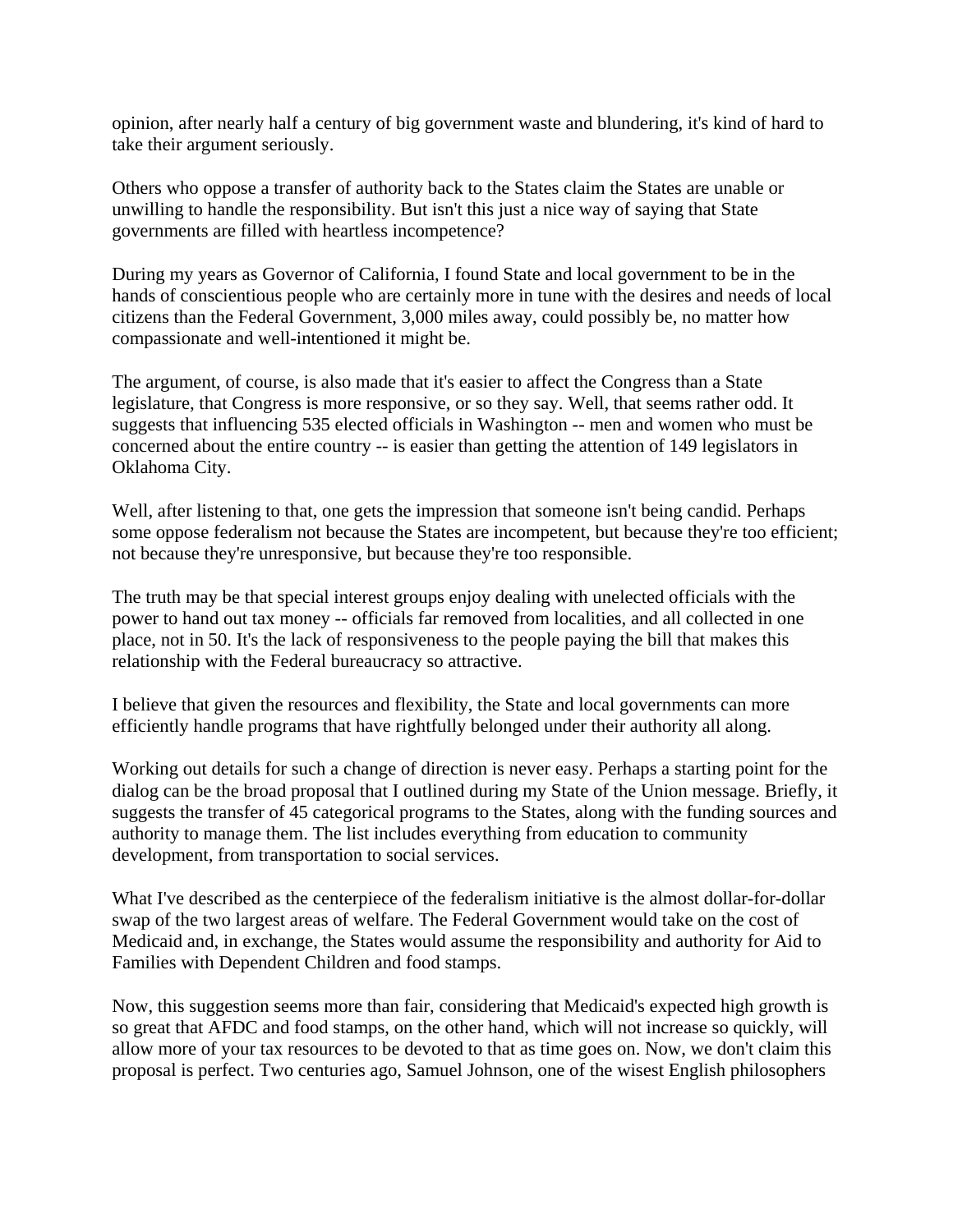opinion, after nearly half a century of big government waste and blundering, it's kind of hard to take their argument seriously.

Others who oppose a transfer of authority back to the States claim the States are unable or unwilling to handle the responsibility. But isn't this just a nice way of saying that State governments are filled with heartless incompetence?

During my years as Governor of California, I found State and local government to be in the hands of conscientious people who are certainly more in tune with the desires and needs of local citizens than the Federal Government, 3,000 miles away, could possibly be, no matter how compassionate and well-intentioned it might be.

The argument, of course, is also made that it's easier to affect the Congress than a State legislature, that Congress is more responsive, or so they say. Well, that seems rather odd. It suggests that influencing 535 elected officials in Washington -- men and women who must be concerned about the entire country -- is easier than getting the attention of 149 legislators in Oklahoma City.

Well, after listening to that, one gets the impression that someone isn't being candid. Perhaps some oppose federalism not because the States are incompetent, but because they're too efficient; not because they're unresponsive, but because they're too responsible.

The truth may be that special interest groups enjoy dealing with unelected officials with the power to hand out tax money -- officials far removed from localities, and all collected in one place, not in 50. It's the lack of responsiveness to the people paying the bill that makes this relationship with the Federal bureaucracy so attractive.

I believe that given the resources and flexibility, the State and local governments can more efficiently handle programs that have rightfully belonged under their authority all along.

Working out details for such a change of direction is never easy. Perhaps a starting point for the dialog can be the broad proposal that I outlined during my State of the Union message. Briefly, it suggests the transfer of 45 categorical programs to the States, along with the funding sources and authority to manage them. The list includes everything from education to community development, from transportation to social services.

What I've described as the centerpiece of the federalism initiative is the almost dollar-for-dollar swap of the two largest areas of welfare. The Federal Government would take on the cost of Medicaid and, in exchange, the States would assume the responsibility and authority for Aid to Families with Dependent Children and food stamps.

Now, this suggestion seems more than fair, considering that Medicaid's expected high growth is so great that AFDC and food stamps, on the other hand, which will not increase so quickly, will allow more of your tax resources to be devoted to that as time goes on. Now, we don't claim this proposal is perfect. Two centuries ago, Samuel Johnson, one of the wisest English philosophers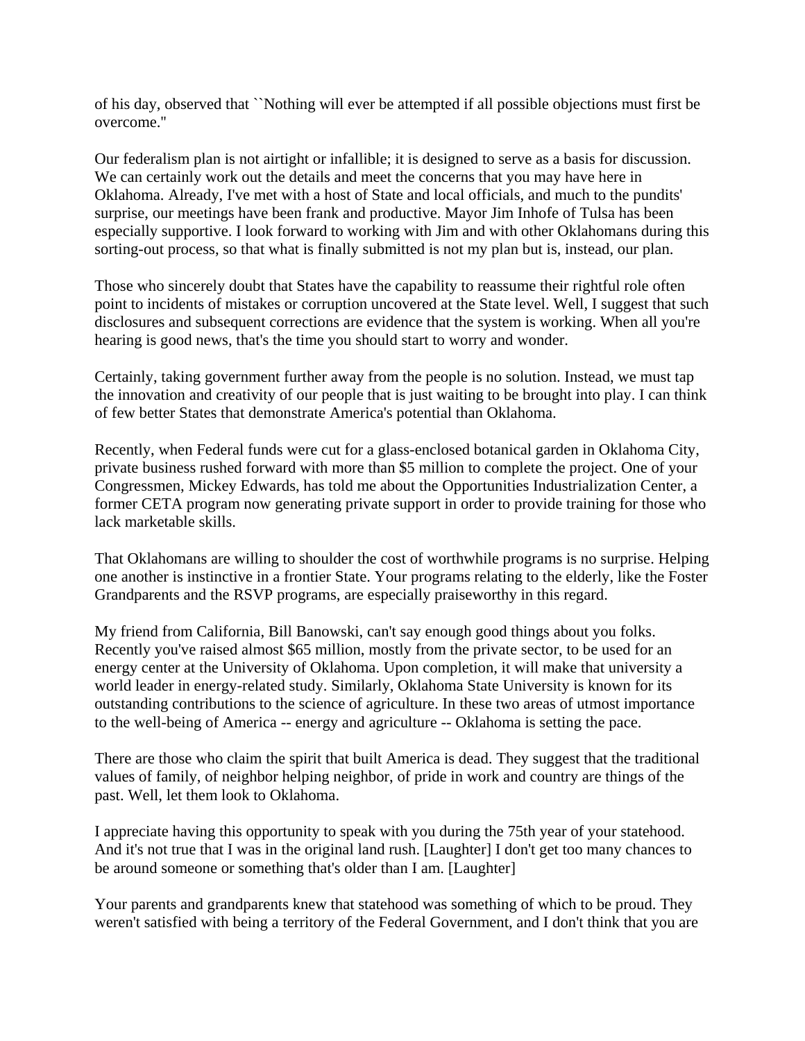of his day, observed that ``Nothing will ever be attempted if all possible objections must first be overcome."

Our federalism plan is not airtight or infallible; it is designed to serve as a basis for discussion. We can certainly work out the details and meet the concerns that you may have here in Oklahoma. Already, I've met with a host of State and local officials, and much to the pundits' surprise, our meetings have been frank and productive. Mayor Jim Inhofe of Tulsa has been especially supportive. I look forward to working with Jim and with other Oklahomans during this sorting-out process, so that what is finally submitted is not my plan but is, instead, our plan.

Those who sincerely doubt that States have the capability to reassume their rightful role often point to incidents of mistakes or corruption uncovered at the State level. Well, I suggest that such disclosures and subsequent corrections are evidence that the system is working. When all you're hearing is good news, that's the time you should start to worry and wonder.

Certainly, taking government further away from the people is no solution. Instead, we must tap the innovation and creativity of our people that is just waiting to be brought into play. I can think of few better States that demonstrate America's potential than Oklahoma.

Recently, when Federal funds were cut for a glass-enclosed botanical garden in Oklahoma City, private business rushed forward with more than $5 million to complete the project. One of your Congressmen, Mickey Edwards, has told me about the Opportunities Industrialization Center, a former CETA program now generating private support in order to provide training for those who lack marketable skills.

That Oklahomans are willing to shoulder the cost of worthwhile programs is no surprise. Helping one another is instinctive in a frontier State. Your programs relating to the elderly, like the Foster Grandparents and the RSVP programs, are especially praiseworthy in this regard.

My friend from California, Bill Banowski, can't say enough good things about you folks. Recently you've raised almost $65 million, mostly from the private sector, to be used for an energy center at the University of Oklahoma. Upon completion, it will make that university a world leader in energy-related study. Similarly, Oklahoma State University is known for its outstanding contributions to the science of agriculture. In these two areas of utmost importance to the well-being of America -- energy and agriculture -- Oklahoma is setting the pace.

There are those who claim the spirit that built America is dead. They suggest that the traditional values of family, of neighbor helping neighbor, of pride in work and country are things of the past. Well, let them look to Oklahoma.

I appreciate having this opportunity to speak with you during the 75th year of your statehood. And it's not true that I was in the original land rush. [Laughter] I don't get too many chances to be around someone or something that's older than I am. [Laughter]

Your parents and grandparents knew that statehood was something of which to be proud. They weren't satisfied with being a territory of the Federal Government, and I don't think that you are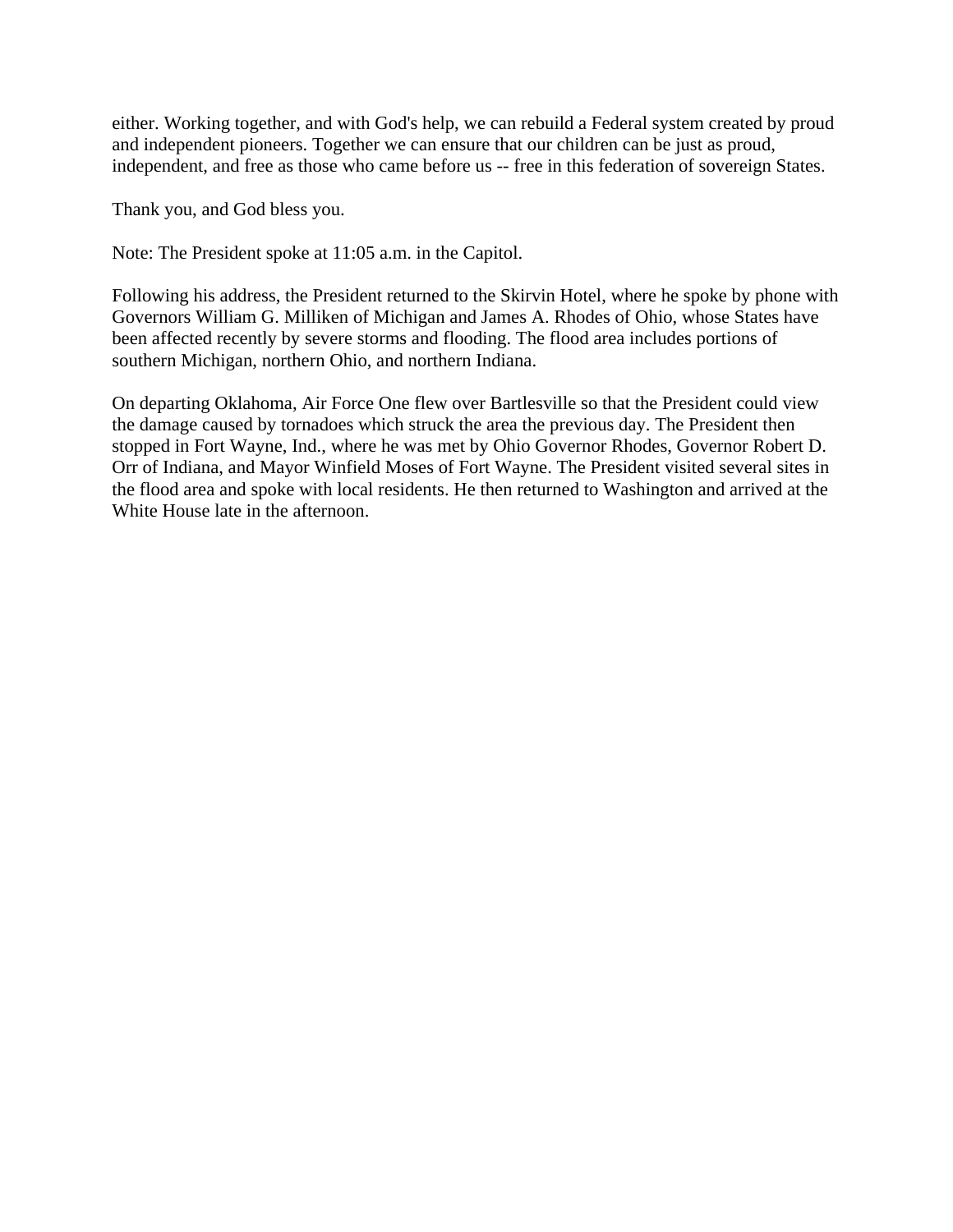either. Working together, and with God's help, we can rebuild a Federal system created by proud and independent pioneers. Together we can ensure that our children can be just as proud, independent, and free as those who came before us -- free in this federation of sovereign States.

Thank you, and God bless you.

Note: The President spoke at 11:05 a.m. in the Capitol.

Following his address, the President returned to the Skirvin Hotel, where he spoke by phone with Governors William G. Milliken of Michigan and James A. Rhodes of Ohio, whose States have been affected recently by severe storms and flooding. The flood area includes portions of southern Michigan, northern Ohio, and northern Indiana.

On departing Oklahoma, Air Force One flew over Bartlesville so that the President could view the damage caused by tornadoes which struck the area the previous day. The President then stopped in Fort Wayne, Ind., where he was met by Ohio Governor Rhodes, Governor Robert D. Orr of Indiana, and Mayor Winfield Moses of Fort Wayne. The President visited several sites in the flood area and spoke with local residents. He then returned to Washington and arrived at the White House late in the afternoon.